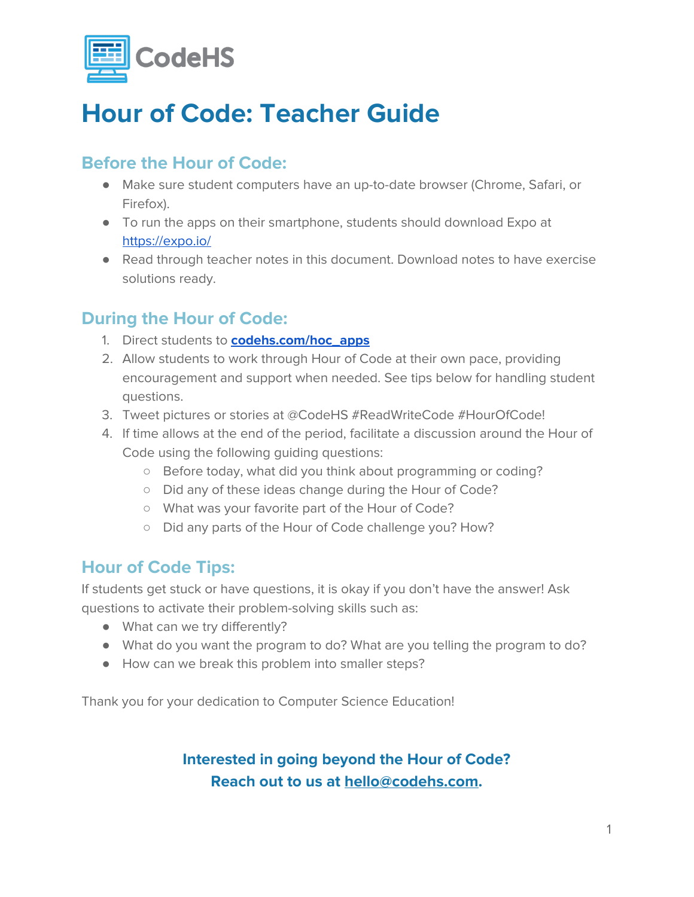CodeHS

# Hour of Code: Teacher Guide

## Before the Hour of Code:

- Make sure student computers have an up-to-date browser (Chrome, Safari, or Firefox).
- To run the apps on their smartphone, students should download Expo at [https://expo.io/](https://expo.io/)
- Read through teacher notes in this document. Download notes to have exercise solutions ready.

## During the Hour of Code:

1. Direct students to **[codehs.com/hoc_apps](codehs.com/hoc_apps)**
2. Allow students to work through Hour of Code at their own pace, providing encouragement and support when needed. See tips below for handling student questions.
3. Tweet pictures or stories at @CodeHS #ReadWriteCode #HourOfCode!
4. If time allows at the end of the period, facilitate a discussion around the Hour of Code using the following guiding questions:
   - Before today, what did you think about programming or coding?
   - Did any of these ideas change during the Hour of Code?
   - What was your favorite part of the Hour of Code?
   - Did any parts of the Hour of Code challenge you? How?

## Hour of Code Tips:

If students get stuck or have questions, it is okay if you don't have the answer! Ask questions to activate their problem-solving skills such as:

- What can we try differently?
- What do you want the program to do? What are you telling the program to do?
- How can we break this problem into smaller steps?

Thank you for your dedication to Computer Science Education!

**Interested in going beyond the Hour of Code?**
**Reach out to us at [hello@codehs.com](mailto:hello@codehs.com).**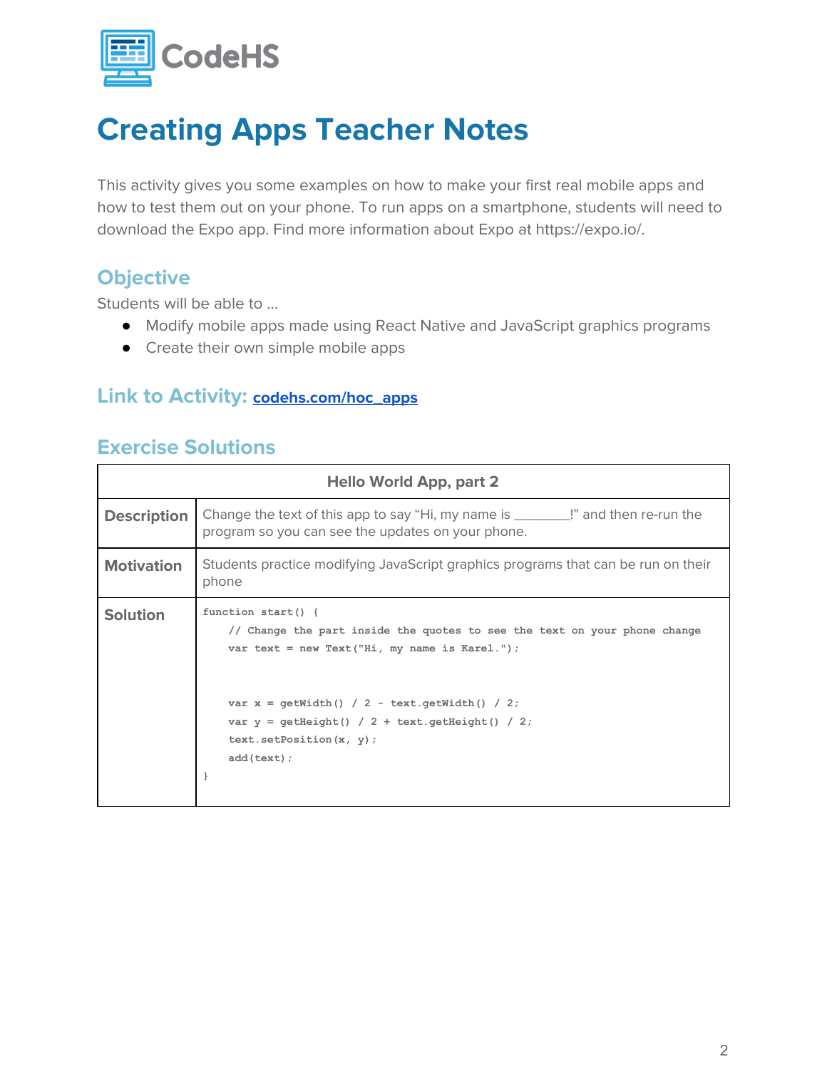CodeHS

# Creating Apps Teacher Notes

This activity gives you some examples on how to make your first real mobile apps and how to test them out on your phone. To run apps on a smartphone, students will need to download the Expo app. Find more information about Expo at https://expo.io/.

## Objective

Students will be able to …

- Modify mobile apps made using React Native and JavaScript graphics programs
- Create their own simple mobile apps

## Link to Activity: [codehs.com/hoc_apps](codehs.com/hoc_apps)

## Exercise Solutions

| Hello World App, part 2 | |
|---|---|
| **Description** | Change the text of this app to say "Hi, my name is ________!" and then re-run the program so you can see the updates on your phone. |
| **Motivation** | Students practice modifying JavaScript graphics programs that can be run on their phone |
| **Solution** | See code below |

```
function start() {
    // Change the part inside the quotes to see the text on your phone change
    var text = new Text("Hi, my name is Karel.");


    var x = getWidth() / 2 - text.getWidth() / 2;
    var y = getHeight() / 2 + text.getHeight() / 2;
    text.setPosition(x, y);
    add(text);
}
```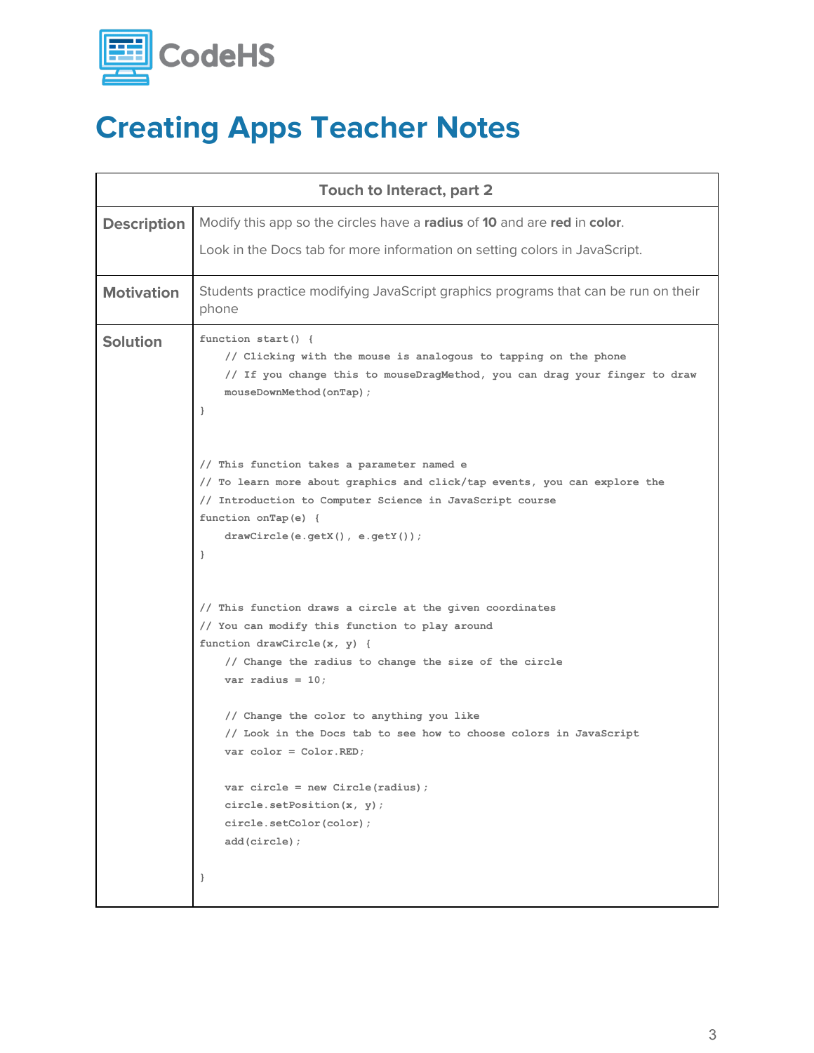# Creating Apps Teacher Notes

## Touch to Interact, part 2

**Description**

Modify this app so the circles have a **radius** of **10** and are **red** in **color**.

Look in the Docs tab for more information on setting colors in JavaScript.

**Motivation**

Students practice modifying JavaScript graphics programs that can be run on their phone

**Solution**

```
function start() {
    // Clicking with the mouse is analogous to tapping on the phone
    // If you change this to mouseDragMethod, you can drag your finger to draw
    mouseDownMethod(onTap);
}


// This function takes a parameter named e
// To learn more about graphics and click/tap events, you can explore the
// Introduction to Computer Science in JavaScript course
function onTap(e) {
    drawCircle(e.getX(), e.getY());
}


// This function draws a circle at the given coordinates
// You can modify this function to play around
function drawCircle(x, y) {
    // Change the radius to change the size of the circle
    var radius = 10;

    // Change the color to anything you like
    // Look in the Docs tab to see how to choose colors in JavaScript
    var color = Color.RED;

    var circle = new Circle(radius);
    circle.setPosition(x, y);
    circle.setColor(color);
    add(circle);

}
```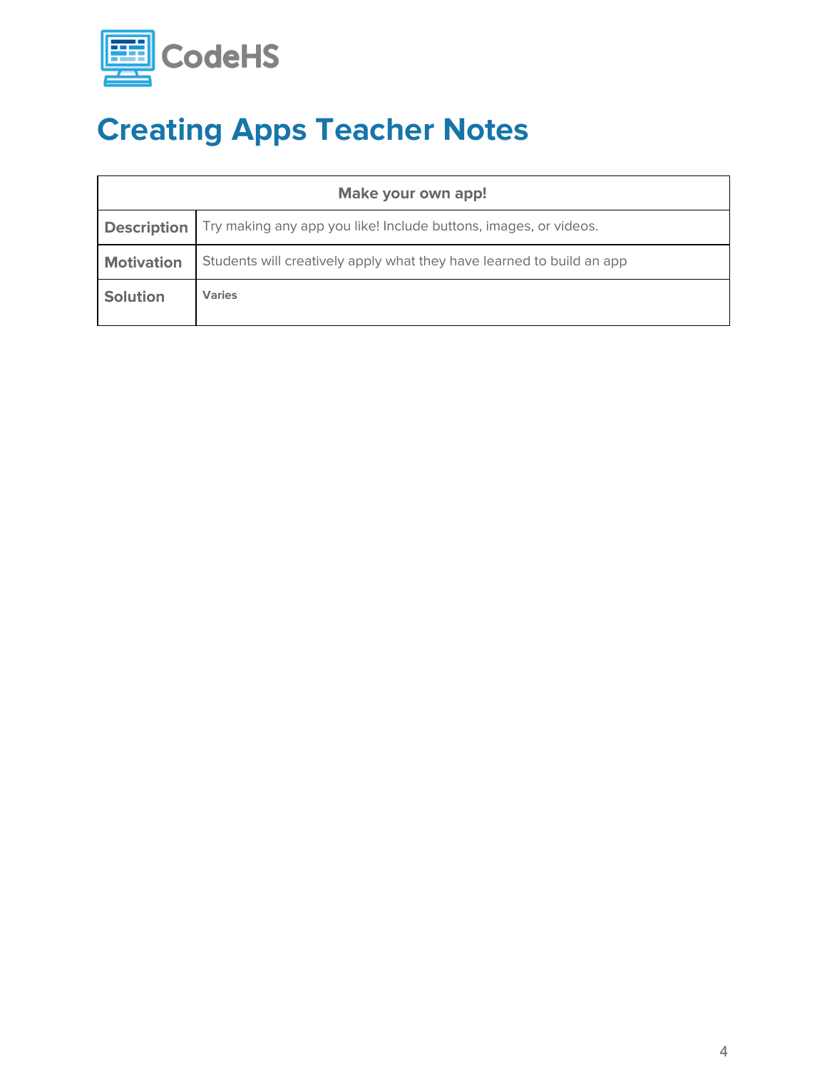# Creating Apps Teacher Notes

| Make your own app! | |
|---|---|
| **Description** | Try making any app you like! Include buttons, images, or videos. |
| **Motivation** | Students will creatively apply what they have learned to build an app |
| **Solution** | Varies |